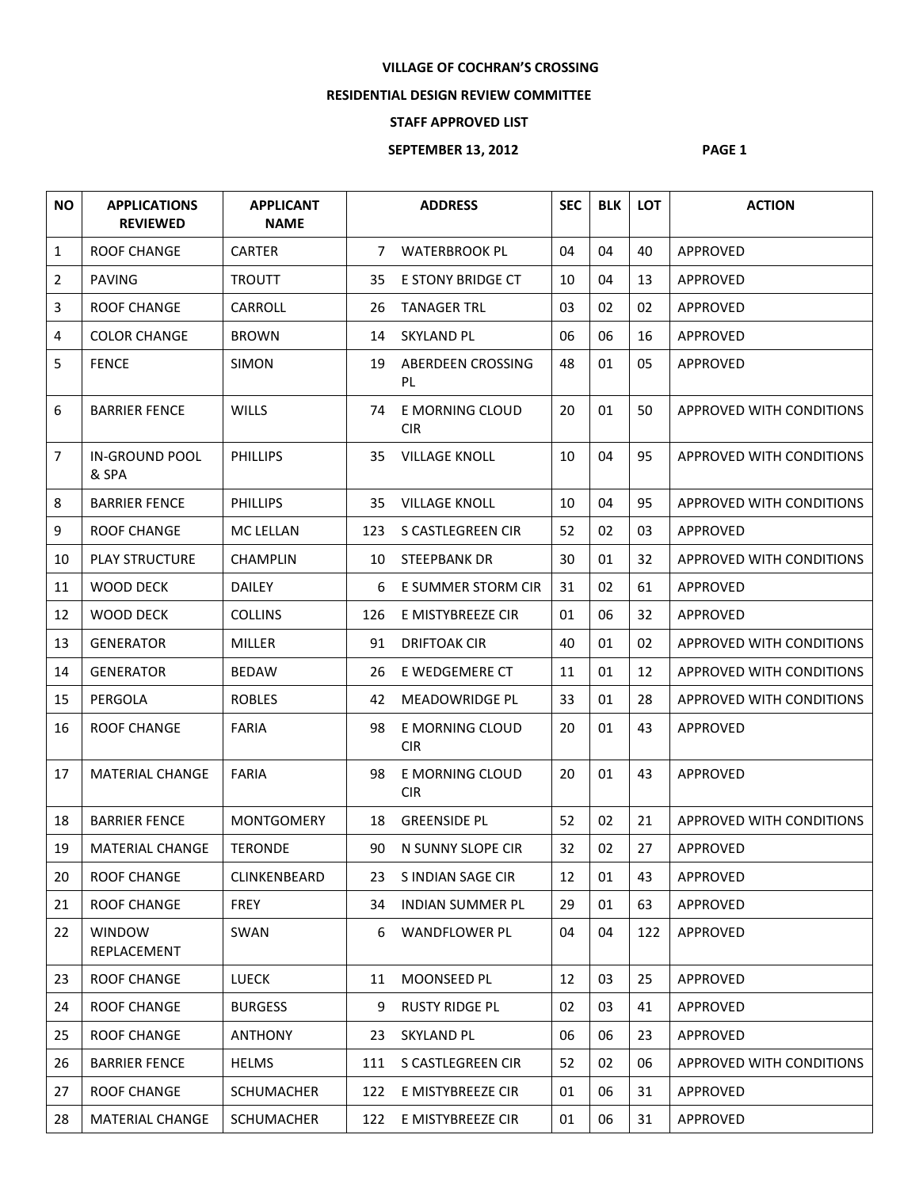**VILLAGE OF COCHRAN'S CROSSING**

**RESIDENTIAL DESIGN REVIEW COMMITTEE**

**STAFF APPROVED LIST**

**SEPTEMBER 13, 2012**

| NO | APPLICATIONS REVIEWED | APPLICANT NAME | ADDRESS | | SEC | BLK | LOT | ACTION |
|---|---|---|---|---|---|---|---|---|
| 1 | ROOF CHANGE | CARTER | 7 | WATERBROOK PL | 04 | 04 | 40 | APPROVED |
| 2 | PAVING | TROUTT | 35 | E STONY BRIDGE CT | 10 | 04 | 13 | APPROVED |
| 3 | ROOF CHANGE | CARROLL | 26 | TANAGER TRL | 03 | 02 | 02 | APPROVED |
| 4 | COLOR CHANGE | BROWN | 14 | SKYLAND PL | 06 | 06 | 16 | APPROVED |
| 5 | FENCE | SIMON | 19 | ABERDEEN CROSSING PL | 48 | 01 | 05 | APPROVED |
| 6 | BARRIER FENCE | WILLS | 74 | E MORNING CLOUD CIR | 20 | 01 | 50 | APPROVED WITH CONDITIONS |
| 7 | IN-GROUND POOL & SPA | PHILLIPS | 35 | VILLAGE KNOLL | 10 | 04 | 95 | APPROVED WITH CONDITIONS |
| 8 | BARRIER FENCE | PHILLIPS | 35 | VILLAGE KNOLL | 10 | 04 | 95 | APPROVED WITH CONDITIONS |
| 9 | ROOF CHANGE | MC LELLAN | 123 | S CASTLEGREEN CIR | 52 | 02 | 03 | APPROVED |
| 10 | PLAY STRUCTURE | CHAMPLIN | 10 | STEEPBANK DR | 30 | 01 | 32 | APPROVED WITH CONDITIONS |
| 11 | WOOD DECK | DAILEY | 6 | E SUMMER STORM CIR | 31 | 02 | 61 | APPROVED |
| 12 | WOOD DECK | COLLINS | 126 | E MISTYBREEZE CIR | 01 | 06 | 32 | APPROVED |
| 13 | GENERATOR | MILLER | 91 | DRIFTOAK CIR | 40 | 01 | 02 | APPROVED WITH CONDITIONS |
| 14 | GENERATOR | BEDAW | 26 | E WEDGEMERE CT | 11 | 01 | 12 | APPROVED WITH CONDITIONS |
| 15 | PERGOLA | ROBLES | 42 | MEADOWRIDGE PL | 33 | 01 | 28 | APPROVED WITH CONDITIONS |
| 16 | ROOF CHANGE | FARIA | 98 | E MORNING CLOUD CIR | 20 | 01 | 43 | APPROVED |
| 17 | MATERIAL CHANGE | FARIA | 98 | E MORNING CLOUD CIR | 20 | 01 | 43 | APPROVED |
| 18 | BARRIER FENCE | MONTGOMERY | 18 | GREENSIDE PL | 52 | 02 | 21 | APPROVED WITH CONDITIONS |
| 19 | MATERIAL CHANGE | TERONDE | 90 | N SUNNY SLOPE CIR | 32 | 02 | 27 | APPROVED |
| 20 | ROOF CHANGE | CLINKENBEARD | 23 | S INDIAN SAGE CIR | 12 | 01 | 43 | APPROVED |
| 21 | ROOF CHANGE | FREY | 34 | INDIAN SUMMER PL | 29 | 01 | 63 | APPROVED |
| 22 | WINDOW REPLACEMENT | SWAN | 6 | WANDFLOWER PL | 04 | 04 | 122 | APPROVED |
| 23 | ROOF CHANGE | LUECK | 11 | MOONSEED PL | 12 | 03 | 25 | APPROVED |
| 24 | ROOF CHANGE | BURGESS | 9 | RUSTY RIDGE PL | 02 | 03 | 41 | APPROVED |
| 25 | ROOF CHANGE | ANTHONY | 23 | SKYLAND PL | 06 | 06 | 23 | APPROVED |
| 26 | BARRIER FENCE | HELMS | 111 | S CASTLEGREEN CIR | 52 | 02 | 06 | APPROVED WITH CONDITIONS |
| 27 | ROOF CHANGE | SCHUMACHER | 122 | E MISTYBREEZE CIR | 01 | 06 | 31 | APPROVED |
| 28 | MATERIAL CHANGE | SCHUMACHER | 122 | E MISTYBREEZE CIR | 01 | 06 | 31 | APPROVED |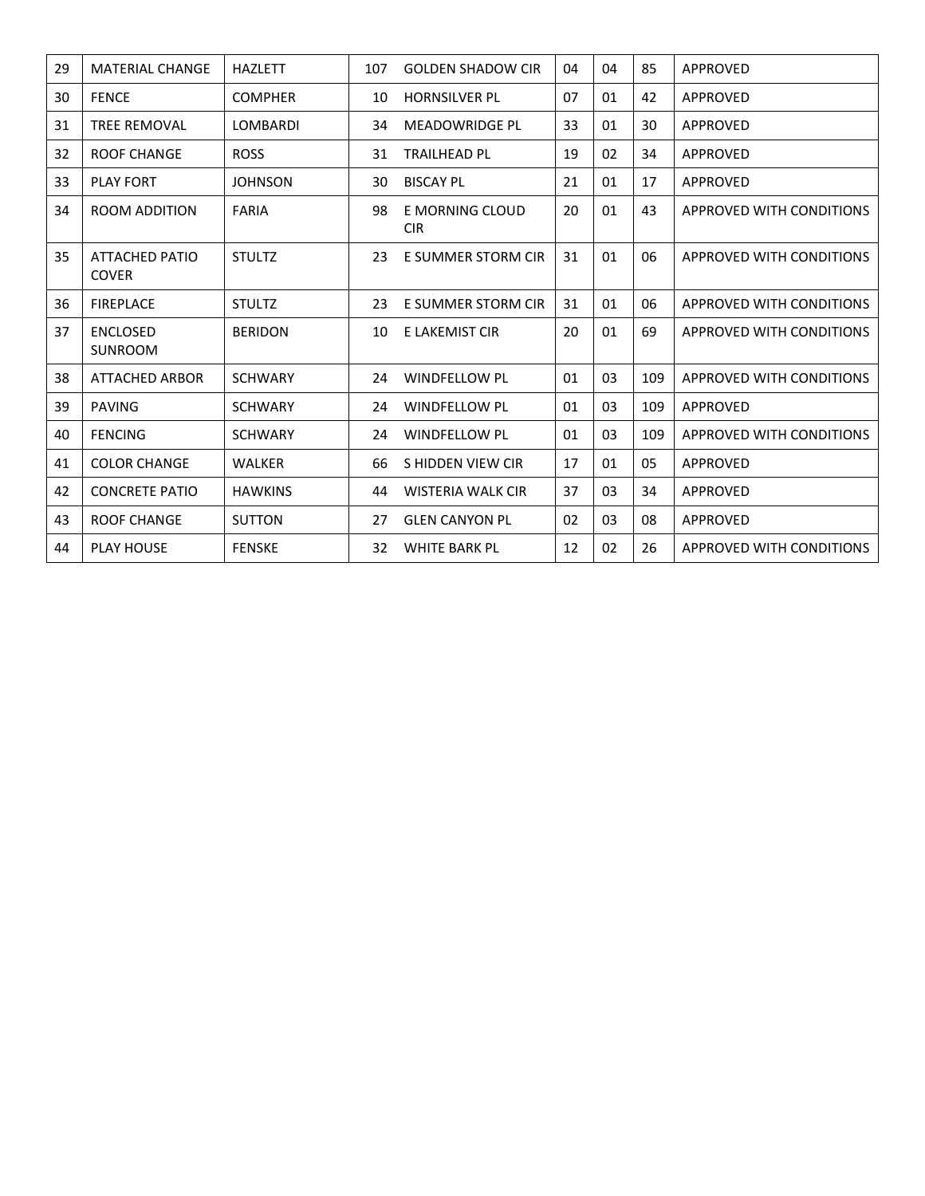| | | | | | | | | |
|---|---|---|---|---|---|---|---|---|
| 29 | MATERIAL CHANGE | HAZLETT | 107 | GOLDEN SHADOW CIR | 04 | 04 | 85 | APPROVED |
| 30 | FENCE | COMPHER | 10 | HORNSILVER PL | 07 | 01 | 42 | APPROVED |
| 31 | TREE REMOVAL | LOMBARDI | 34 | MEADOWRIDGE PL | 33 | 01 | 30 | APPROVED |
| 32 | ROOF CHANGE | ROSS | 31 | TRAILHEAD PL | 19 | 02 | 34 | APPROVED |
| 33 | PLAY FORT | JOHNSON | 30 | BISCAY PL | 21 | 01 | 17 | APPROVED |
| 34 | ROOM ADDITION | FARIA | 98 | E MORNING CLOUD CIR | 20 | 01 | 43 | APPROVED WITH CONDITIONS |
| 35 | ATTACHED PATIO COVER | STULTZ | 23 | E SUMMER STORM CIR | 31 | 01 | 06 | APPROVED WITH CONDITIONS |
| 36 | FIREPLACE | STULTZ | 23 | E SUMMER STORM CIR | 31 | 01 | 06 | APPROVED WITH CONDITIONS |
| 37 | ENCLOSED SUNROOM | BERIDON | 10 | E LAKEMIST CIR | 20 | 01 | 69 | APPROVED WITH CONDITIONS |
| 38 | ATTACHED ARBOR | SCHWARY | 24 | WINDFELLOW PL | 01 | 03 | 109 | APPROVED WITH CONDITIONS |
| 39 | PAVING | SCHWARY | 24 | WINDFELLOW PL | 01 | 03 | 109 | APPROVED |
| 40 | FENCING | SCHWARY | 24 | WINDFELLOW PL | 01 | 03 | 109 | APPROVED WITH CONDITIONS |
| 41 | COLOR CHANGE | WALKER | 66 | S HIDDEN VIEW CIR | 17 | 01 | 05 | APPROVED |
| 42 | CONCRETE PATIO | HAWKINS | 44 | WISTERIA WALK CIR | 37 | 03 | 34 | APPROVED |
| 43 | ROOF CHANGE | SUTTON | 27 | GLEN CANYON PL | 02 | 03 | 08 | APPROVED |
| 44 | PLAY HOUSE | FENSKE | 32 | WHITE BARK PL | 12 | 02 | 26 | APPROVED WITH CONDITIONS |